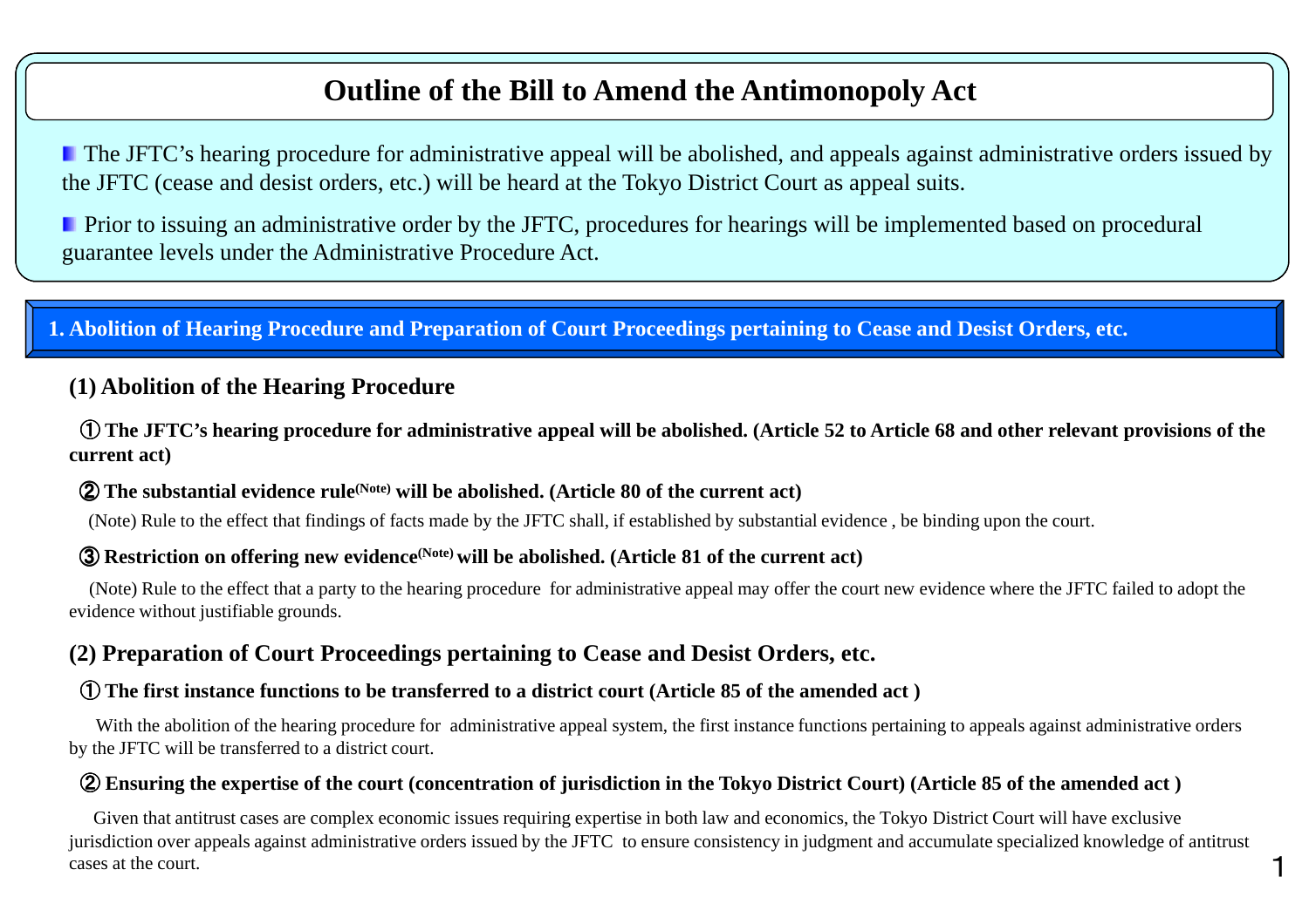# Outline of the Bill to Amend the Antimonopoly Act

- The JFTC's hearing procedure for administrative appeal will be abolished, and appeals against administrative orders issued by the JFTC (cease and desist orders, etc.) will be heard at the Tokyo District Court as appeal suits.
- Prior to issuing an administrative order by the JFTC, procedures for hearings will be implemented based on procedural guarantee levels under the Administrative Procedure Act.

## 1. Abolition of Hearing Procedure and Preparation of Court Proceedings pertaining to Cease and Desist Orders, etc.

### (1) Abolition of the Hearing Procedure

**① The JFTC's hearing procedure for administrative appeal will be abolished. (Article 52 to Article 68 and other relevant provisions of the current act)**

**② The substantial evidence rule(Note) will be abolished. (Article 80 of the current act)**

(Note) Rule to the effect that findings of facts made by the JFTC shall, if established by substantial evidence , be binding upon the court.

**③ Restriction on offering new evidence(Note) will be abolished. (Article 81 of the current act)**

(Note) Rule to the effect that a party to the hearing procedure for administrative appeal may offer the court new evidence where the JFTC failed to adopt the evidence without justifiable grounds.

### (2) Preparation of Court Proceedings pertaining to Cease and Desist Orders, etc.

**① The first instance functions to be transferred to a district court (Article 85 of the amended act )**

With the abolition of the hearing procedure for administrative appeal system, the first instance functions pertaining to appeals against administrative orders by the JFTC will be transferred to a district court.

**② Ensuring the expertise of the court (concentration of jurisdiction in the Tokyo District Court) (Article 85 of the amended act )**

Given that antitrust cases are complex economic issues requiring expertise in both law and economics, the Tokyo District Court will have exclusive jurisdiction over appeals against administrative orders issued by the JFTC to ensure consistency in judgment and accumulate specialized knowledge of antitrust cases at the court.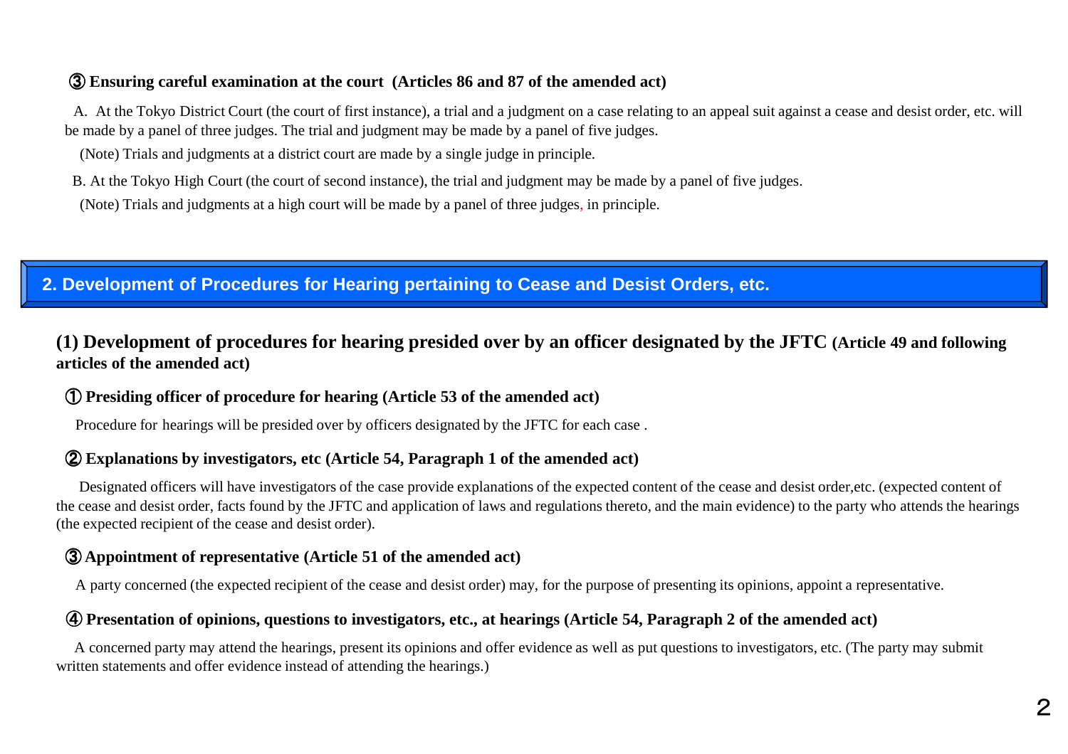**③ Ensuring careful examination at the court (Articles 86 and 87 of the amended act)**

A. At the Tokyo District Court (the court of first instance), a trial and a judgment on a case relating to an appeal suit against a cease and desist order, etc. will be made by a panel of three judges. The trial and judgment may be made by a panel of five judges.

(Note) Trials and judgments at a district court are made by a single judge in principle.

B. At the Tokyo High Court (the court of second instance), the trial and judgment may be made by a panel of five judges.

(Note) Trials and judgments at a high court will be made by a panel of three judges, in principle.

## 2. Development of Procedures for Hearing pertaining to Cease and Desist Orders, etc.

### (1) Development of procedures for hearing presided over by an officer designated by the JFTC (Article 49 and following articles of the amended act)

**① Presiding officer of procedure for hearing (Article 53 of the amended act)**

Procedure for hearings will be presided over by officers designated by the JFTC for each case .

**② Explanations by investigators, etc (Article 54, Paragraph 1 of the amended act)**

Designated officers will have investigators of the case provide explanations of the expected content of the cease and desist order,etc. (expected content of the cease and desist order, facts found by the JFTC and application of laws and regulations thereto, and the main evidence) to the party who attends the hearings (the expected recipient of the cease and desist order).

**③ Appointment of representative (Article 51 of the amended act)**

A party concerned (the expected recipient of the cease and desist order) may, for the purpose of presenting its opinions, appoint a representative.

**④ Presentation of opinions, questions to investigators, etc., at hearings (Article 54, Paragraph 2 of the amended act)**

A concerned party may attend the hearings, present its opinions and offer evidence as well as put questions to investigators, etc. (The party may submit written statements and offer evidence instead of attending the hearings.)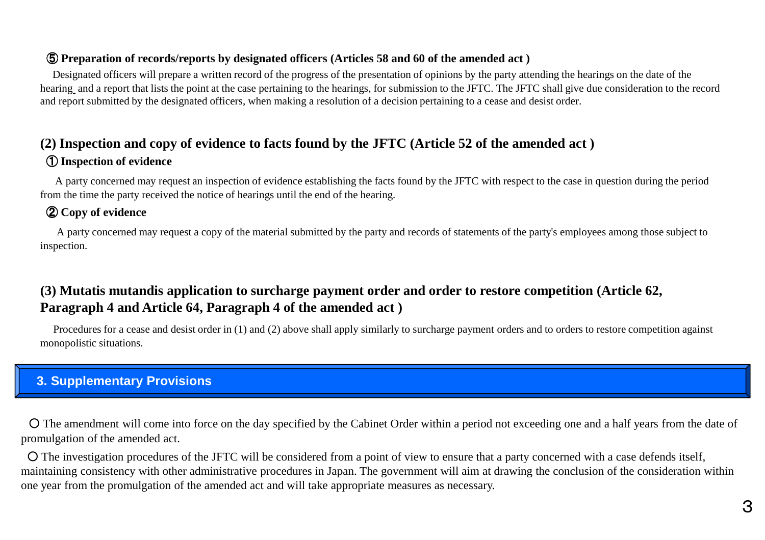**⑤ Preparation of records/reports by designated officers (Articles 58 and 60 of the amended act )**

Designated officers will prepare a written record of the progress of the presentation of opinions by the party attending the hearings on the date of the hearing and a report that lists the point at the case pertaining to the hearings, for submission to the JFTC. The JFTC shall give due consideration to the record and report submitted by the designated officers, when making a resolution of a decision pertaining to a cease and desist order.

### (2) Inspection and copy of evidence to facts found by the JFTC (Article 52 of the amended act )

**① Inspection of evidence**

A party concerned may request an inspection of evidence establishing the facts found by the JFTC with respect to the case in question during the period from the time the party received the notice of hearings until the end of the hearing.

**② Copy of evidence**

A party concerned may request a copy of the material submitted by the party and records of statements of the party's employees among those subject to inspection.

### (3) Mutatis mutandis application to surcharge payment order and order to restore competition (Article 62, Paragraph 4 and Article 64, Paragraph 4 of the amended act )

Procedures for a cease and desist order in (1) and (2) above shall apply similarly to surcharge payment orders and to orders to restore competition against monopolistic situations.

## 3. Supplementary Provisions

○ The amendment will come into force on the day specified by the Cabinet Order within a period not exceeding one and a half years from the date of promulgation of the amended act.

○ The investigation procedures of the JFTC will be considered from a point of view to ensure that a party concerned with a case defends itself, maintaining consistency with other administrative procedures in Japan. The government will aim at drawing the conclusion of the consideration within one year from the promulgation of the amended act and will take appropriate measures as necessary.